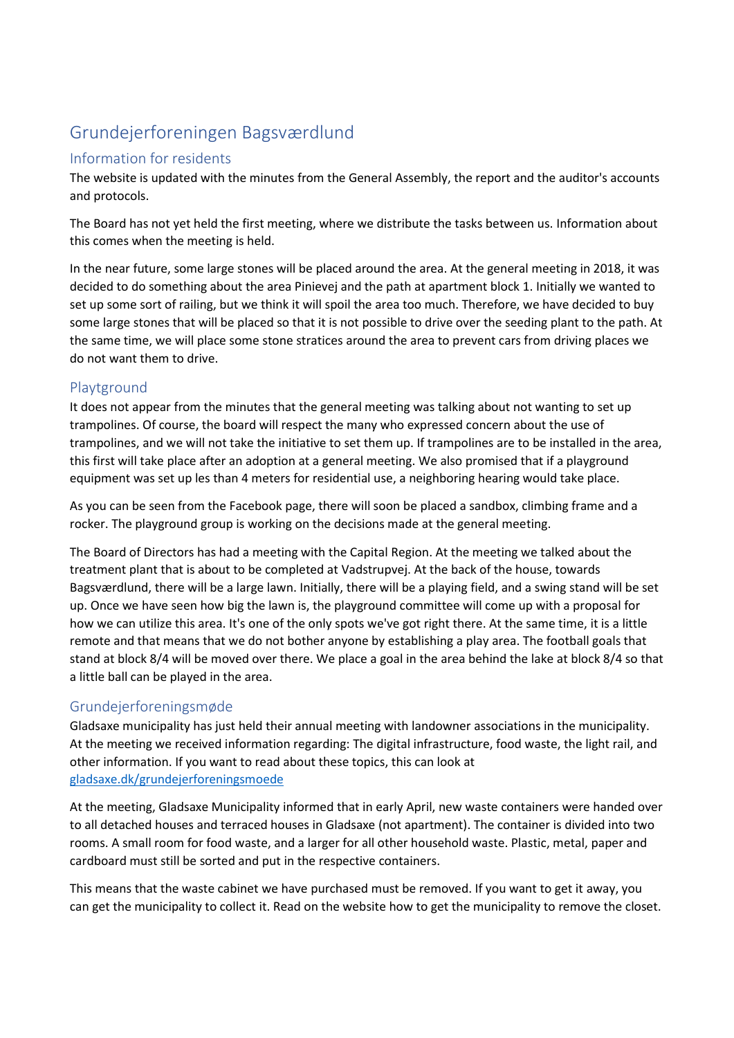# Grundejerforeningen Bagsværdlund

## Information for residents

The website is updated with the minutes from the General Assembly, the report and the auditor's accounts and protocols.

The Board has not yet held the first meeting, where we distribute the tasks between us. Information about this comes when the meeting is held.

In the near future, some large stones will be placed around the area. At the general meeting in 2018, it was decided to do something about the area Pinievej and the path at apartment block 1. Initially we wanted to set up some sort of railing, but we think it will spoil the area too much. Therefore, we have decided to buy some large stones that will be placed so that it is not possible to drive over the seeding plant to the path. At the same time, we will place some stone stratices around the area to prevent cars from driving places we do not want them to drive.

## Playtground

It does not appear from the minutes that the general meeting was talking about not wanting to set up trampolines. Of course, the board will respect the many who expressed concern about the use of trampolines, and we will not take the initiative to set them up. If trampolines are to be installed in the area, this first will take place after an adoption at a general meeting. We also promised that if a playground equipment was set up les than 4 meters for residential use, a neighboring hearing would take place.

As you can be seen from the Facebook page, there will soon be placed a sandbox, climbing frame and a rocker. The playground group is working on the decisions made at the general meeting.

The Board of Directors has had a meeting with the Capital Region. At the meeting we talked about the treatment plant that is about to be completed at Vadstrupvej. At the back of the house, towards Bagsværdlund, there will be a large lawn. Initially, there will be a playing field, and a swing stand will be set up. Once we have seen how big the lawn is, the playground committee will come up with a proposal for how we can utilize this area. It's one of the only spots we've got right there. At the same time, it is a little remote and that means that we do not bother anyone by establishing a play area. The football goals that stand at block 8/4 will be moved over there. We place a goal in the area behind the lake at block 8/4 so that a little ball can be played in the area.

## Grundejerforeningsmøde

Gladsaxe municipality has just held their annual meeting with landowner associations in the municipality. At the meeting we received information regarding: The digital infrastructure, food waste, the light rail, and other information. If you want to read about these topics, this can look at [gladsaxe.dk/grundejerforeningsmoede](gladsaxe.dk/grundejerforeningsmoede)

At the meeting, Gladsaxe Municipality informed that in early April, new waste containers were handed over to all detached houses and terraced houses in Gladsaxe (not apartment). The container is divided into two rooms. A small room for food waste, and a larger for all other household waste. Plastic, metal, paper and cardboard must still be sorted and put in the respective containers.

This means that the waste cabinet we have purchased must be removed. If you want to get it away, you can get the municipality to collect it. Read on the website how to get the municipality to remove the closet.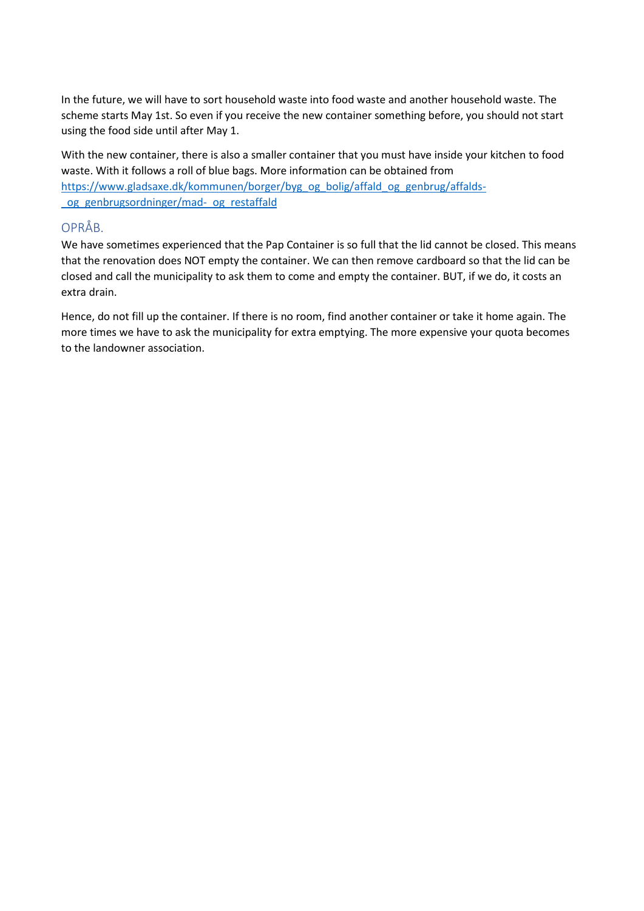In the future, we will have to sort household waste into food waste and another household waste. The scheme starts May 1st. So even if you receive the new container something before, you should not start using the food side until after May 1.

With the new container, there is also a smaller container that you must have inside your kitchen to food waste. With it follows a roll of blue bags. More information can be obtained from [https://www.gladsaxe.dk/kommunen/borger/byg_og_bolig/affald_og_genbrug/affalds-_og_genbrugsordninger/mad-_og_restaffald](https://www.gladsaxe.dk/kommunen/borger/byg_og_bolig/affald_og_genbrug/affalds-_og_genbrugsordninger/mad-_og_restaffald)

## OPRÅB.

We have sometimes experienced that the Pap Container is so full that the lid cannot be closed. This means that the renovation does NOT empty the container. We can then remove cardboard so that the lid can be closed and call the municipality to ask them to come and empty the container. BUT, if we do, it costs an extra drain.

Hence, do not fill up the container. If there is no room, find another container or take it home again. The more times we have to ask the municipality for extra emptying. The more expensive your quota becomes to the landowner association.